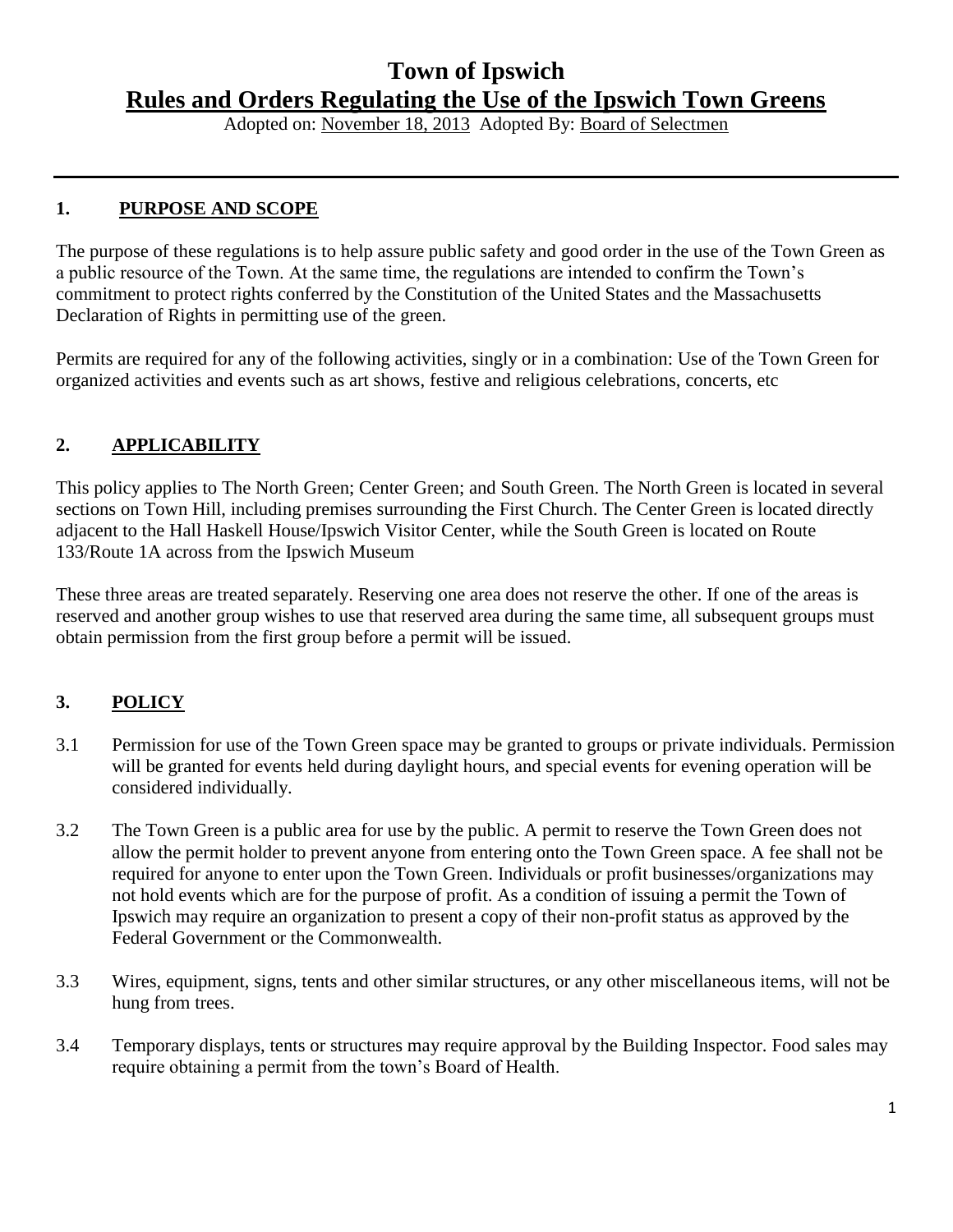# Town of Ipswich

## Rules and Orders Regulating the Use of the Ipswich Town Greens

Adopted on: November 18, 2013 Adopted By: Board of Selectmen

---

### 1. PURPOSE AND SCOPE

The purpose of these regulations is to help assure public safety and good order in the use of the Town Green as a public resource of the Town. At the same time, the regulations are intended to confirm the Town's commitment to protect rights conferred by the Constitution of the United States and the Massachusetts Declaration of Rights in permitting use of the green.

Permits are required for any of the following activities, singly or in a combination: Use of the Town Green for organized activities and events such as art shows, festive and religious celebrations, concerts, etc

### 2. APPLICABILITY

This policy applies to The North Green; Center Green; and South Green. The North Green is located in several sections on Town Hill, including premises surrounding the First Church. The Center Green is located directly adjacent to the Hall Haskell House/Ipswich Visitor Center, while the South Green is located on Route 133/Route 1A across from the Ipswich Museum

These three areas are treated separately. Reserving one area does not reserve the other. If one of the areas is reserved and another group wishes to use that reserved area during the same time, all subsequent groups must obtain permission from the first group before a permit will be issued.

### 3. POLICY

3.1 Permission for use of the Town Green space may be granted to groups or private individuals. Permission will be granted for events held during daylight hours, and special events for evening operation will be considered individually.

3.2 The Town Green is a public area for use by the public. A permit to reserve the Town Green does not allow the permit holder to prevent anyone from entering onto the Town Green space. A fee shall not be required for anyone to enter upon the Town Green. Individuals or profit businesses/organizations may not hold events which are for the purpose of profit. As a condition of issuing a permit the Town of Ipswich may require an organization to present a copy of their non-profit status as approved by the Federal Government or the Commonwealth.

3.3 Wires, equipment, signs, tents and other similar structures, or any other miscellaneous items, will not be hung from trees.

3.4 Temporary displays, tents or structures may require approval by the Building Inspector. Food sales may require obtaining a permit from the town's Board of Health.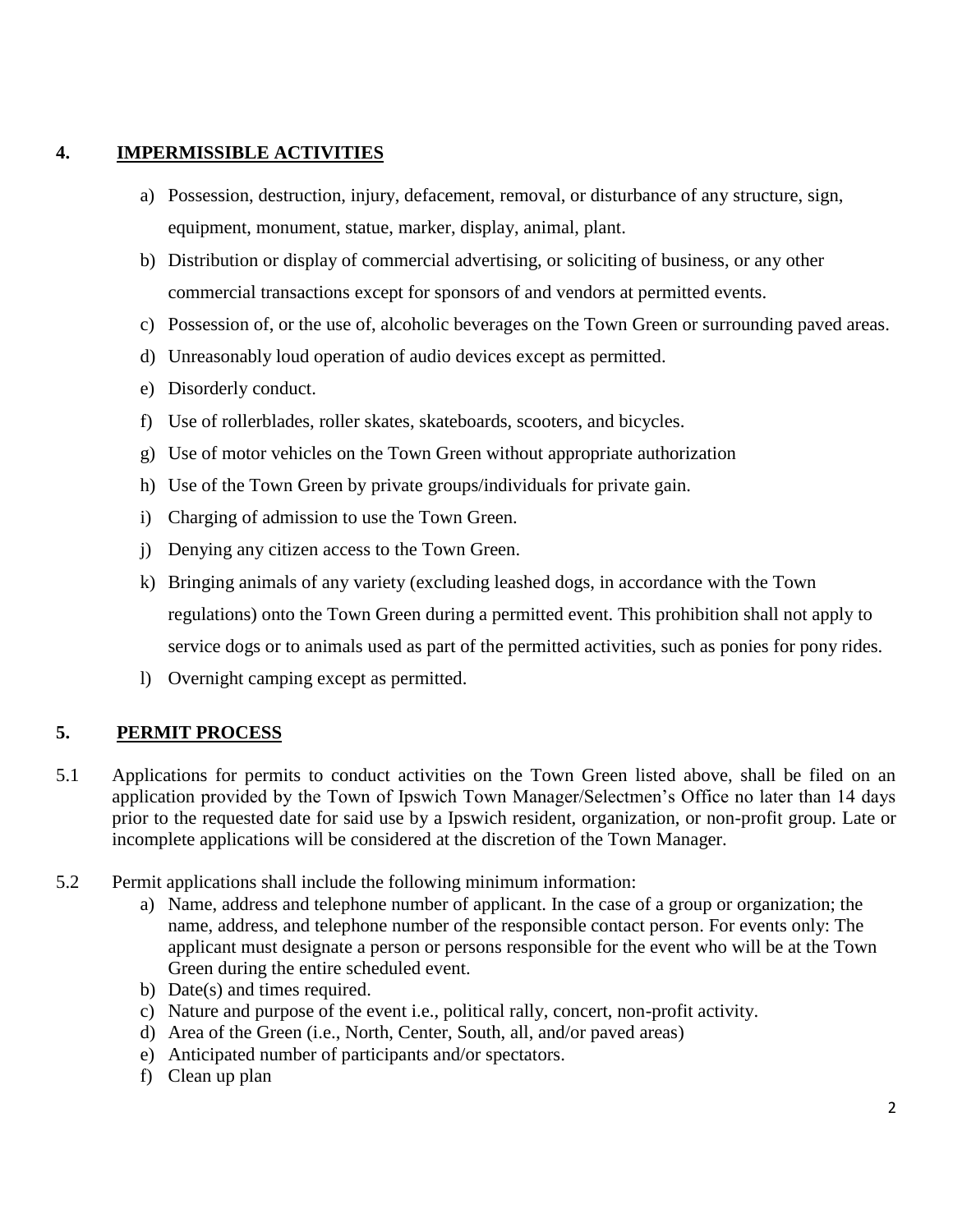## 4. IMPERMISSIBLE ACTIVITIES

a) Possession, destruction, injury, defacement, removal, or disturbance of any structure, sign, equipment, monument, statue, marker, display, animal, plant.

b) Distribution or display of commercial advertising, or soliciting of business, or any other commercial transactions except for sponsors of and vendors at permitted events.

c) Possession of, or the use of, alcoholic beverages on the Town Green or surrounding paved areas.

d) Unreasonably loud operation of audio devices except as permitted.

e) Disorderly conduct.

f) Use of rollerblades, roller skates, skateboards, scooters, and bicycles.

g) Use of motor vehicles on the Town Green without appropriate authorization

h) Use of the Town Green by private groups/individuals for private gain.

i) Charging of admission to use the Town Green.

j) Denying any citizen access to the Town Green.

k) Bringing animals of any variety (excluding leashed dogs, in accordance with the Town regulations) onto the Town Green during a permitted event. This prohibition shall not apply to service dogs or to animals used as part of the permitted activities, such as ponies for pony rides.

l) Overnight camping except as permitted.

## 5. PERMIT PROCESS

5.1 Applications for permits to conduct activities on the Town Green listed above, shall be filed on an application provided by the Town of Ipswich Town Manager/Selectmen's Office no later than 14 days prior to the requested date for said use by a Ipswich resident, organization, or non-profit group. Late or incomplete applications will be considered at the discretion of the Town Manager.

5.2 Permit applications shall include the following minimum information:

a) Name, address and telephone number of applicant. In the case of a group or organization; the name, address, and telephone number of the responsible contact person. For events only: The applicant must designate a person or persons responsible for the event who will be at the Town Green during the entire scheduled event.

b) Date(s) and times required.

c) Nature and purpose of the event i.e., political rally, concert, non-profit activity.

d) Area of the Green (i.e., North, Center, South, all, and/or paved areas)

e) Anticipated number of participants and/or spectators.

f) Clean up plan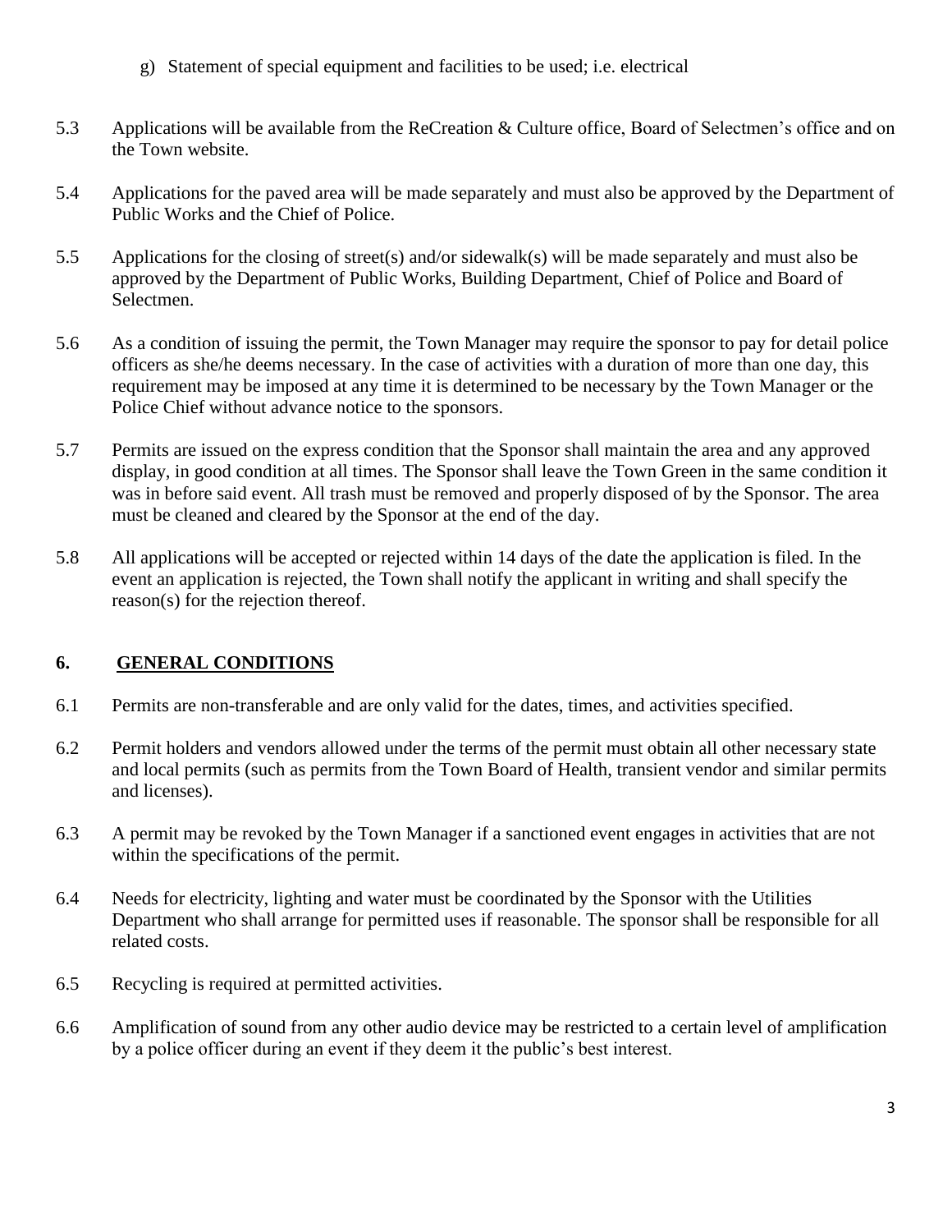g) Statement of special equipment and facilities to be used; i.e. electrical

5.3 Applications will be available from the ReCreation & Culture office, Board of Selectmen's office and on the Town website.

5.4 Applications for the paved area will be made separately and must also be approved by the Department of Public Works and the Chief of Police.

5.5 Applications for the closing of street(s) and/or sidewalk(s) will be made separately and must also be approved by the Department of Public Works, Building Department, Chief of Police and Board of Selectmen.

5.6 As a condition of issuing the permit, the Town Manager may require the sponsor to pay for detail police officers as she/he deems necessary. In the case of activities with a duration of more than one day, this requirement may be imposed at any time it is determined to be necessary by the Town Manager or the Police Chief without advance notice to the sponsors.

5.7 Permits are issued on the express condition that the Sponsor shall maintain the area and any approved display, in good condition at all times. The Sponsor shall leave the Town Green in the same condition it was in before said event. All trash must be removed and properly disposed of by the Sponsor. The area must be cleaned and cleared by the Sponsor at the end of the day.

5.8 All applications will be accepted or rejected within 14 days of the date the application is filed. In the event an application is rejected, the Town shall notify the applicant in writing and shall specify the reason(s) for the rejection thereof.

## 6. GENERAL CONDITIONS

6.1 Permits are non-transferable and are only valid for the dates, times, and activities specified.

6.2 Permit holders and vendors allowed under the terms of the permit must obtain all other necessary state and local permits (such as permits from the Town Board of Health, transient vendor and similar permits and licenses).

6.3 A permit may be revoked by the Town Manager if a sanctioned event engages in activities that are not within the specifications of the permit.

6.4 Needs for electricity, lighting and water must be coordinated by the Sponsor with the Utilities Department who shall arrange for permitted uses if reasonable. The sponsor shall be responsible for all related costs.

6.5 Recycling is required at permitted activities.

6.6 Amplification of sound from any other audio device may be restricted to a certain level of amplification by a police officer during an event if they deem it the public's best interest.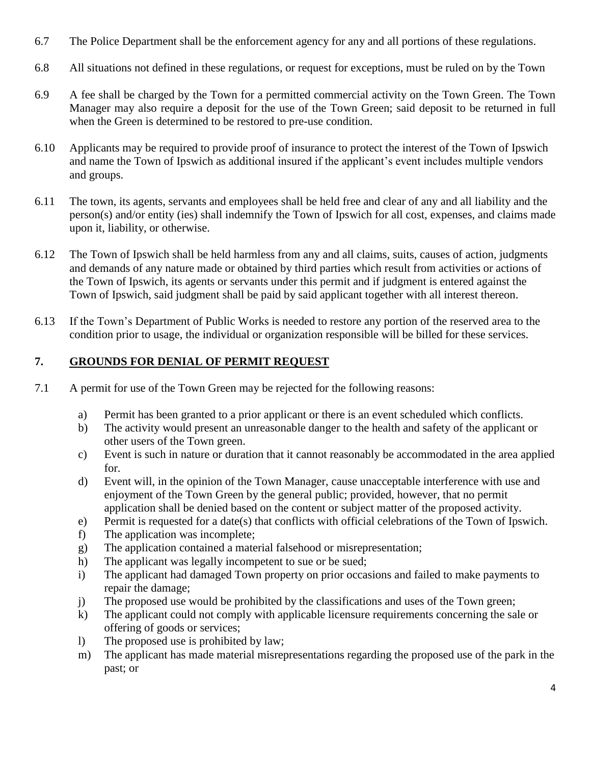6.7 The Police Department shall be the enforcement agency for any and all portions of these regulations.

6.8 All situations not defined in these regulations, or request for exceptions, must be ruled on by the Town

6.9 A fee shall be charged by the Town for a permitted commercial activity on the Town Green. The Town Manager may also require a deposit for the use of the Town Green; said deposit to be returned in full when the Green is determined to be restored to pre-use condition.

6.10 Applicants may be required to provide proof of insurance to protect the interest of the Town of Ipswich and name the Town of Ipswich as additional insured if the applicant's event includes multiple vendors and groups.

6.11 The town, its agents, servants and employees shall be held free and clear of any and all liability and the person(s) and/or entity (ies) shall indemnify the Town of Ipswich for all cost, expenses, and claims made upon it, liability, or otherwise.

6.12 The Town of Ipswich shall be held harmless from any and all claims, suits, causes of action, judgments and demands of any nature made or obtained by third parties which result from activities or actions of the Town of Ipswich, its agents or servants under this permit and if judgment is entered against the Town of Ipswich, said judgment shall be paid by said applicant together with all interest thereon.

6.13 If the Town's Department of Public Works is needed to restore any portion of the reserved area to the condition prior to usage, the individual or organization responsible will be billed for these services.

## 7. GROUNDS FOR DENIAL OF PERMIT REQUEST

7.1 A permit for use of the Town Green may be rejected for the following reasons:

a) Permit has been granted to a prior applicant or there is an event scheduled which conflicts.
b) The activity would present an unreasonable danger to the health and safety of the applicant or other users of the Town green.
c) Event is such in nature or duration that it cannot reasonably be accommodated in the area applied for.
d) Event will, in the opinion of the Town Manager, cause unacceptable interference with use and enjoyment of the Town Green by the general public; provided, however, that no permit application shall be denied based on the content or subject matter of the proposed activity.
e) Permit is requested for a date(s) that conflicts with official celebrations of the Town of Ipswich.
f) The application was incomplete;
g) The application contained a material falsehood or misrepresentation;
h) The applicant was legally incompetent to sue or be sued;
i) The applicant had damaged Town property on prior occasions and failed to make payments to repair the damage;
j) The proposed use would be prohibited by the classifications and uses of the Town green;
k) The applicant could not comply with applicable licensure requirements concerning the sale or offering of goods or services;
l) The proposed use is prohibited by law;
m) The applicant has made material misrepresentations regarding the proposed use of the park in the past; or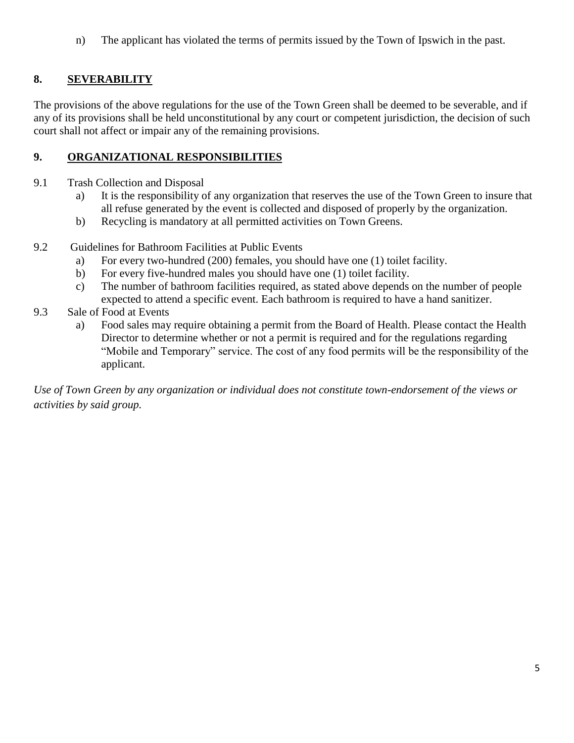n) The applicant has violated the terms of permits issued by the Town of Ipswich in the past.

## 8. SEVERABILITY

The provisions of the above regulations for the use of the Town Green shall be deemed to be severable, and if any of its provisions shall be held unconstitutional by any court or competent jurisdiction, the decision of such court shall not affect or impair any of the remaining provisions.

## 9. ORGANIZATIONAL RESPONSIBILITIES

9.1 Trash Collection and Disposal

- a) It is the responsibility of any organization that reserves the use of the Town Green to insure that all refuse generated by the event is collected and disposed of properly by the organization.
- b) Recycling is mandatory at all permitted activities on Town Greens.

9.2 Guidelines for Bathroom Facilities at Public Events

- a) For every two-hundred (200) females, you should have one (1) toilet facility.
- b) For every five-hundred males you should have one (1) toilet facility.
- c) The number of bathroom facilities required, as stated above depends on the number of people expected to attend a specific event. Each bathroom is required to have a hand sanitizer.

9.3 Sale of Food at Events

- a) Food sales may require obtaining a permit from the Board of Health. Please contact the Health Director to determine whether or not a permit is required and for the regulations regarding "Mobile and Temporary" service. The cost of any food permits will be the responsibility of the applicant.

*Use of Town Green by any organization or individual does not constitute town-endorsement of the views or activities by said group.*